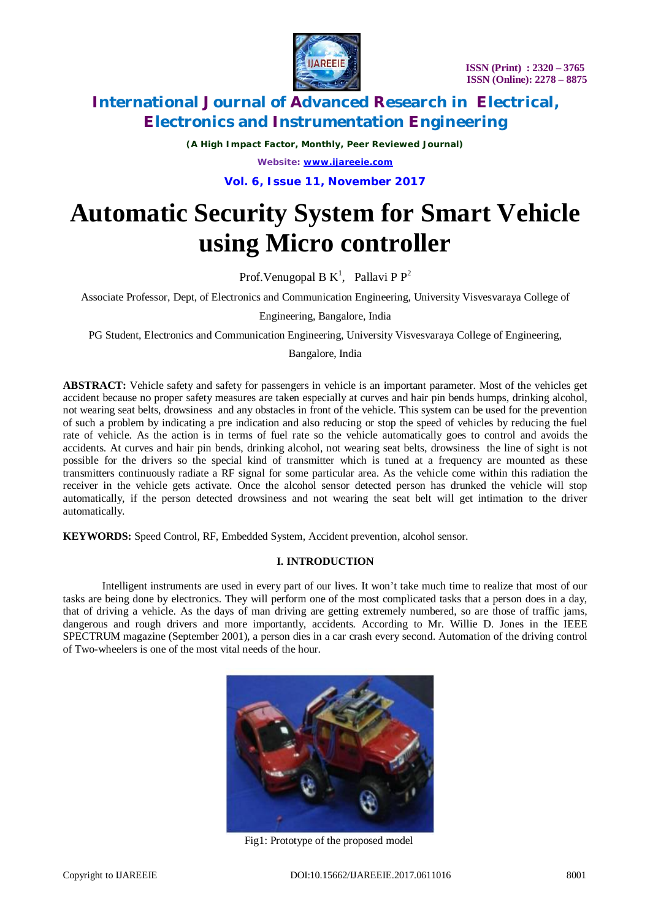# Automatic Security System for Smart Vehicle using Micro controller

Prof.Venugopal B K[1], Pallavi P P[2]

Associate Professor, Dept, of Electronics and Communication Engineering, University Visvesvaraya College of Engineering, Bangalore, India

PG Student, Electronics and Communication Engineering, University Visvesvaraya College of Engineering, Bangalore, India

**ABSTRACT:** Vehicle safety and safety for passengers in vehicle is an important parameter. Most of the vehicles get accident because no proper safety measures are taken especially at curves and hair pin bends humps, drinking alcohol, not wearing seat belts, drowsiness and any obstacles in front of the vehicle. This system can be used for the prevention of such a problem by indicating a pre indication and also reducing or stop the speed of vehicles by reducing the fuel rate of vehicle. As the action is in terms of fuel rate so the vehicle automatically goes to control and avoids the accidents. At curves and hair pin bends, drinking alcohol, not wearing seat belts, drowsiness the line of sight is not possible for the drivers so the special kind of transmitter which is tuned at a frequency are mounted as these transmitters continuously radiate a RF signal for some particular area. As the vehicle come within this radiation the receiver in the vehicle gets activate. Once the alcohol sensor detected person has drunked the vehicle will stop automatically, if the person detected drowsiness and not wearing the seat belt will get intimation to the driver automatically.

**KEYWORDS:** Speed Control, RF, Embedded System, Accident prevention, alcohol sensor.

## I. INTRODUCTION

Intelligent instruments are used in every part of our lives. It won't take much time to realize that most of our tasks are being done by electronics. They will perform one of the most complicated tasks that a person does in a day, that of driving a vehicle. As the days of man driving are getting extremely numbered, so are those of traffic jams, dangerous and rough drivers and more importantly, accidents. According to Mr. Willie D. Jones in the IEEE SPECTRUM magazine (September 2001), a person dies in a car crash every second. Automation of the driving control of Two-wheelers is one of the most vital needs of the hour.

Fig1: Prototype of the proposed model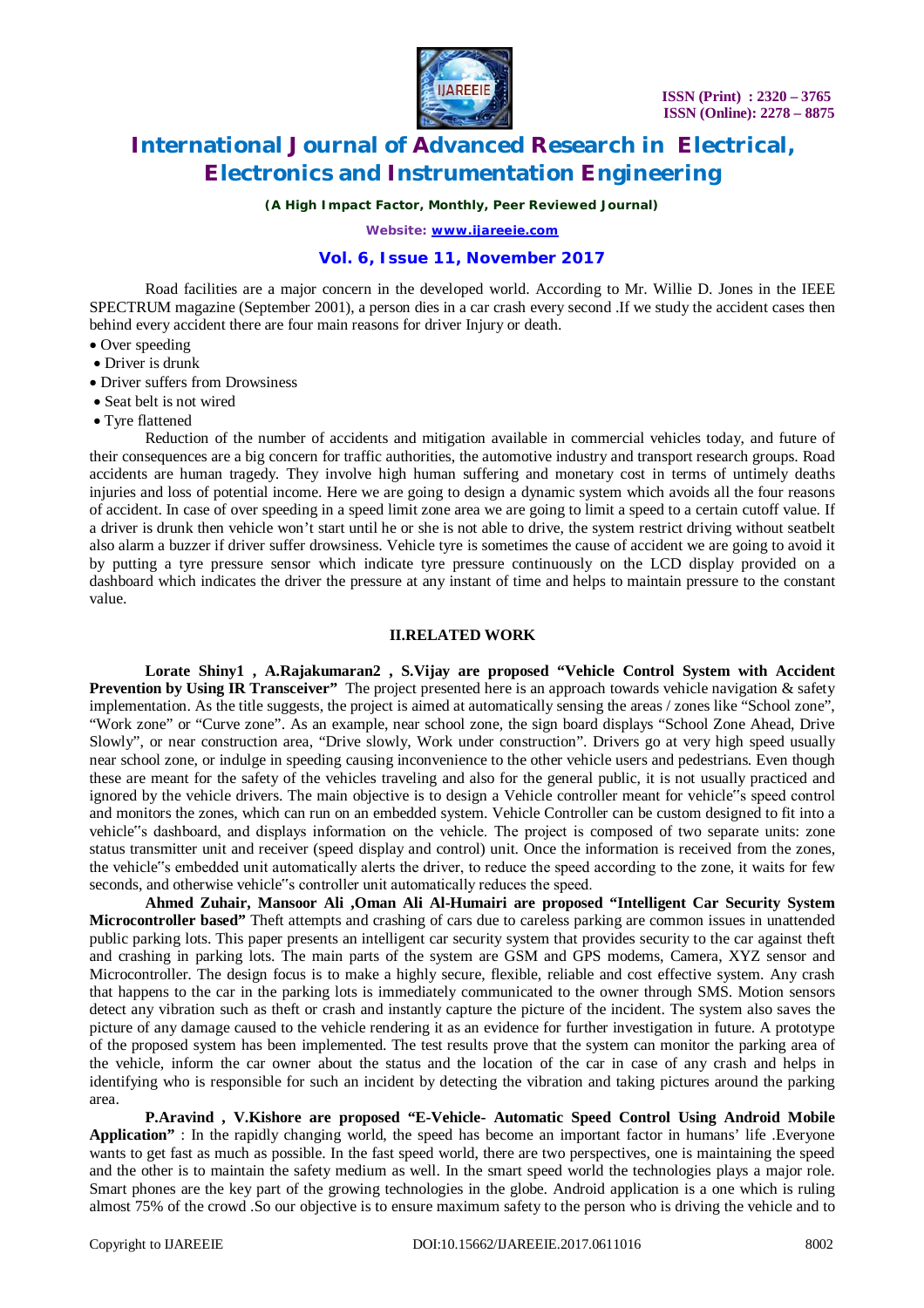Road facilities are a major concern in the developed world. According to Mr. Willie D. Jones in the IEEE SPECTRUM magazine (September 2001), a person dies in a car crash every second .If we study the accident cases then behind every accident there are four main reasons for driver Injury or death.

- Over speeding
- Driver is drunk
- Driver suffers from Drowsiness
- Seat belt is not wired
- Tyre flattened

Reduction of the number of accidents and mitigation available in commercial vehicles today, and future of their consequences are a big concern for traffic authorities, the automotive industry and transport research groups. Road accidents are human tragedy. They involve high human suffering and monetary cost in terms of untimely deaths injuries and loss of potential income. Here we are going to design a dynamic system which avoids all the four reasons of accident. In case of over speeding in a speed limit zone area we are going to limit a speed to a certain cutoff value. If a driver is drunk then vehicle won't start until he or she is not able to drive, the system restrict driving without seatbelt also alarm a buzzer if driver suffer drowsiness. Vehicle tyre is sometimes the cause of accident we are going to avoid it by putting a tyre pressure sensor which indicate tyre pressure continuously on the LCD display provided on a dashboard which indicates the driver the pressure at any instant of time and helps to maintain pressure to the constant value.

## II.RELATED WORK

**Lorate Shiny1 , A.Rajakumaran2 , S.Vijay are proposed "Vehicle Control System with Accident Prevention by Using IR Transceiver"** The project presented here is an approach towards vehicle navigation & safety implementation. As the title suggests, the project is aimed at automatically sensing the areas / zones like "School zone", "Work zone" or "Curve zone". As an example, near school zone, the sign board displays "School Zone Ahead, Drive Slowly", or near construction area, "Drive slowly, Work under construction". Drivers go at very high speed usually near school zone, or indulge in speeding causing inconvenience to the other vehicle users and pedestrians. Even though these are meant for the safety of the vehicles traveling and also for the general public, it is not usually practiced and ignored by the vehicle drivers. The main objective is to design a Vehicle controller meant for vehicle"s speed control and monitors the zones, which can run on an embedded system. Vehicle Controller can be custom designed to fit into a vehicle"s dashboard, and displays information on the vehicle. The project is composed of two separate units: zone status transmitter unit and receiver (speed display and control) unit. Once the information is received from the zones, the vehicle"s embedded unit automatically alerts the driver, to reduce the speed according to the zone, it waits for few seconds, and otherwise vehicle"s controller unit automatically reduces the speed.

**Ahmed Zuhair, Mansoor Ali ,Oman Ali Al-Humairi are proposed "Intelligent Car Security System Microcontroller based"** Theft attempts and crashing of cars due to careless parking are common issues in unattended public parking lots. This paper presents an intelligent car security system that provides security to the car against theft and crashing in parking lots. The main parts of the system are GSM and GPS modems, Camera, XYZ sensor and Microcontroller. The design focus is to make a highly secure, flexible, reliable and cost effective system. Any crash that happens to the car in the parking lots is immediately communicated to the owner through SMS. Motion sensors detect any vibration such as theft or crash and instantly capture the picture of the incident. The system also saves the picture of any damage caused to the vehicle rendering it as an evidence for further investigation in future. A prototype of the proposed system has been implemented. The test results prove that the system can monitor the parking area of the vehicle, inform the car owner about the status and the location of the car in case of any crash and helps in identifying who is responsible for such an incident by detecting the vibration and taking pictures around the parking area.

**P.Aravind , V.Kishore are proposed "E-Vehicle- Automatic Speed Control Using Android Mobile Application"** : In the rapidly changing world, the speed has become an important factor in humans' life .Everyone wants to get fast as much as possible. In the fast speed world, there are two perspectives, one is maintaining the speed and the other is to maintain the safety medium as well. In the smart speed world the technologies plays a major role. Smart phones are the key part of the growing technologies in the globe. Android application is a one which is ruling almost 75% of the crowd .So our objective is to ensure maximum safety to the person who is driving the vehicle and to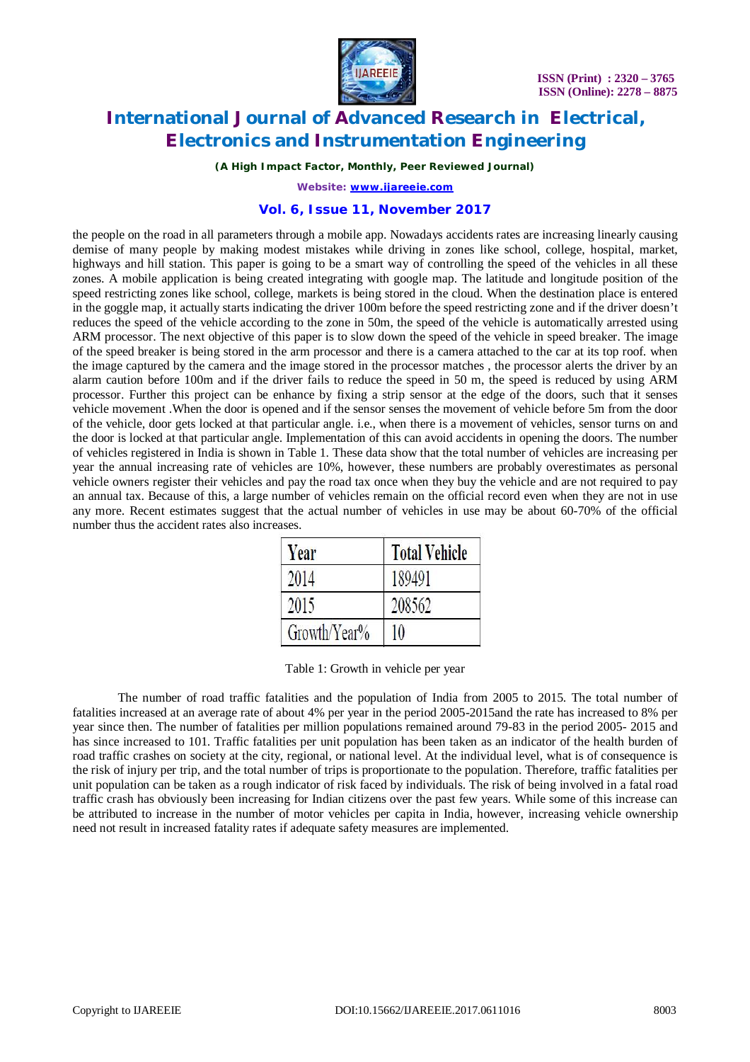the people on the road in all parameters through a mobile app. Nowadays accidents rates are increasing linearly causing demise of many people by making modest mistakes while driving in zones like school, college, hospital, market, highways and hill station. This paper is going to be a smart way of controlling the speed of the vehicles in all these zones. A mobile application is being created integrating with google map. The latitude and longitude position of the speed restricting zones like school, college, markets is being stored in the cloud. When the destination place is entered in the goggle map, it actually starts indicating the driver 100m before the speed restricting zone and if the driver doesn't reduces the speed of the vehicle according to the zone in 50m, the speed of the vehicle is automatically arrested using ARM processor. The next objective of this paper is to slow down the speed of the vehicle in speed breaker. The image of the speed breaker is being stored in the arm processor and there is a camera attached to the car at its top roof. when the image captured by the camera and the image stored in the processor matches , the processor alerts the driver by an alarm caution before 100m and if the driver fails to reduce the speed in 50 m, the speed is reduced by using ARM processor. Further this project can be enhance by fixing a strip sensor at the edge of the doors, such that it senses vehicle movement .When the door is opened and if the sensor senses the movement of vehicle before 5m from the door of the vehicle, door gets locked at that particular angle. i.e., when there is a movement of vehicles, sensor turns on and the door is locked at that particular angle. Implementation of this can avoid accidents in opening the doors. The number of vehicles registered in India is shown in Table 1. These data show that the total number of vehicles are increasing per year the annual increasing rate of vehicles are 10%, however, these numbers are probably overestimates as personal vehicle owners register their vehicles and pay the road tax once when they buy the vehicle and are not required to pay an annual tax. Because of this, a large number of vehicles remain on the official record even when they are not in use any more. Recent estimates suggest that the actual number of vehicles in use may be about 60-70% of the official number thus the accident rates also increases.

| Year | Total Vehicle |
|---|---|
| 2014 | 189491 |
| 2015 | 208562 |
| Growth/Year% | 10 |

Table 1: Growth in vehicle per year

The number of road traffic fatalities and the population of India from 2005 to 2015. The total number of fatalities increased at an average rate of about 4% per year in the period 2005-2015and the rate has increased to 8% per year since then. The number of fatalities per million populations remained around 79-83 in the period 2005- 2015 and has since increased to 101. Traffic fatalities per unit population has been taken as an indicator of the health burden of road traffic crashes on society at the city, regional, or national level. At the individual level, what is of consequence is the risk of injury per trip, and the total number of trips is proportionate to the population. Therefore, traffic fatalities per unit population can be taken as a rough indicator of risk faced by individuals. The risk of being involved in a fatal road traffic crash has obviously been increasing for Indian citizens over the past few years. While some of this increase can be attributed to increase in the number of motor vehicles per capita in India, however, increasing vehicle ownership need not result in increased fatality rates if adequate safety measures are implemented.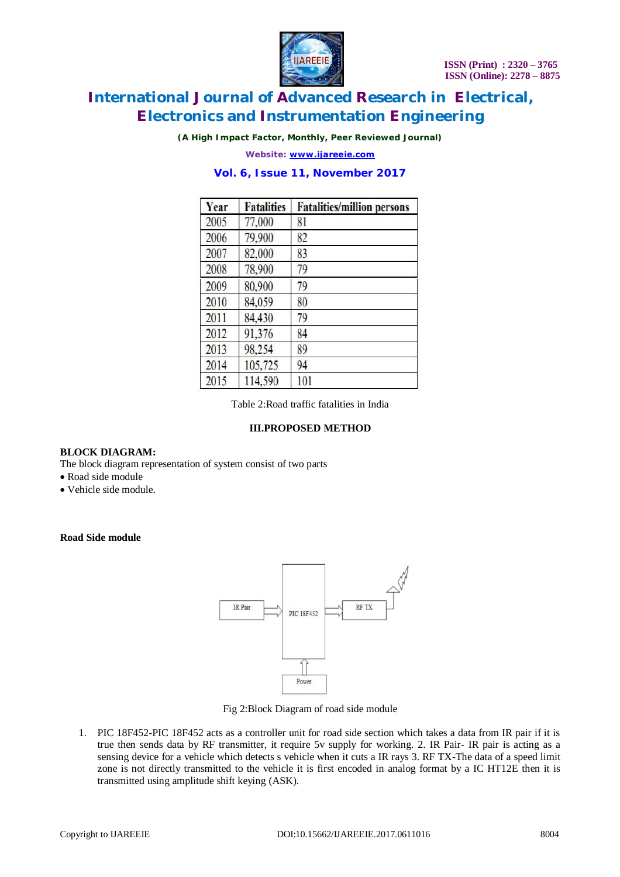| Year | Fatalities | Fatalities/million persons |
|---|---|---|
| 2005 | 77,000 | 81 |
| 2006 | 79,900 | 82 |
| 2007 | 82,000 | 83 |
| 2008 | 78,900 | 79 |
| 2009 | 80,900 | 79 |
| 2010 | 84,059 | 80 |
| 2011 | 84,430 | 79 |
| 2012 | 91,376 | 84 |
| 2013 | 98,254 | 89 |
| 2014 | 105,725 | 94 |
| 2015 | 114,590 | 101 |

Table 2:Road traffic fatalities in India

## III.PROPOSED METHOD

**BLOCK DIAGRAM:**

The block diagram representation of system consist of two parts

- Road side module
- Vehicle side module.

**Road Side module**

IR Pair → PIC 18F452 → RF TX

Power → PIC 18F452

Fig 2:Block Diagram of road side module

1. PIC 18F452-PIC 18F452 acts as a controller unit for road side section which takes a data from IR pair if it is true then sends data by RF transmitter, it require 5v supply for working. 2. IR Pair- IR pair is acting as a sensing device for a vehicle which detects s vehicle when it cuts a IR rays 3. RF TX-The data of a speed limit zone is not directly transmitted to the vehicle it is first encoded in analog format by a IC HT12E then it is transmitted using amplitude shift keying (ASK).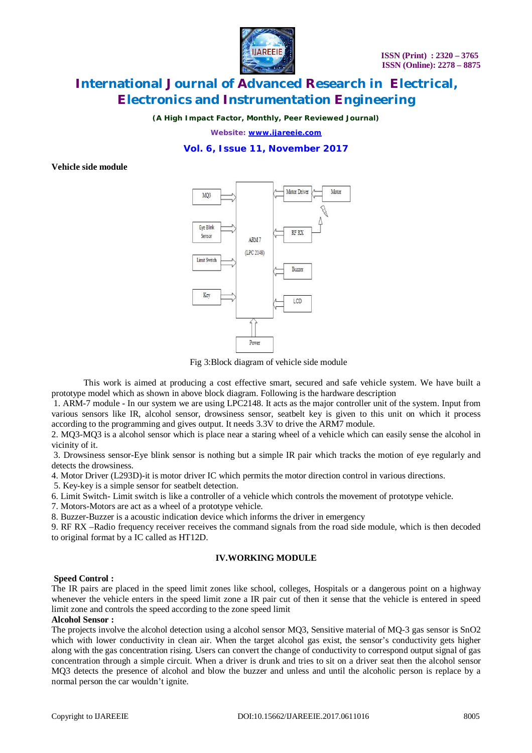**Vehicle side module**

Fig 3:Block diagram of vehicle side module

This work is aimed at producing a cost effective smart, secured and safe vehicle system. We have built a prototype model which as shown in above block diagram. Following is the hardware description

1. ARM-7 module - In our system we are using LPC2148. It acts as the major controller unit of the system. Input from various sensors like IR, alcohol sensor, drowsiness sensor, seatbelt key is given to this unit on which it process according to the programming and gives output. It needs 3.3V to drive the ARM7 module.
2. MQ3-MQ3 is a alcohol sensor which is place near a staring wheel of a vehicle which can easily sense the alcohol in vicinity of it.
3. Drowsiness sensor-Eye blink sensor is nothing but a simple IR pair which tracks the motion of eye regularly and detects the drowsiness.
4. Motor Driver (L293D)-it is motor driver IC which permits the motor direction control in various directions.
5. Key-key is a simple sensor for seatbelt detection.
6. Limit Switch- Limit switch is like a controller of a vehicle which controls the movement of prototype vehicle.
7. Motors-Motors are act as a wheel of a prototype vehicle.
8. Buzzer-Buzzer is a acoustic indication device which informs the driver in emergency
9. RF RX –Radio frequency receiver receives the command signals from the road side module, which is then decoded to original format by a IC called as HT12D.

## IV.WORKING MODULE

**Speed Control :**

The IR pairs are placed in the speed limit zones like school, colleges, Hospitals or a dangerous point on a highway whenever the vehicle enters in the speed limit zone a IR pair cut of then it sense that the vehicle is entered in speed limit zone and controls the speed according to the zone speed limit

**Alcohol Sensor :**

The projects involve the alcohol detection using a alcohol sensor MQ3, Sensitive material of MQ-3 gas sensor is $SnO_2$ which with lower conductivity in clean air. When the target alcohol gas exist, the sensor's conductivity gets higher along with the gas concentration rising. Users can convert the change of conductivity to correspond output signal of gas concentration through a simple circuit. When a driver is drunk and tries to sit on a driver seat then the alcohol sensor MQ3 detects the presence of alcohol and blow the buzzer and unless and until the alcoholic person is replace by a normal person the car wouldn't ignite.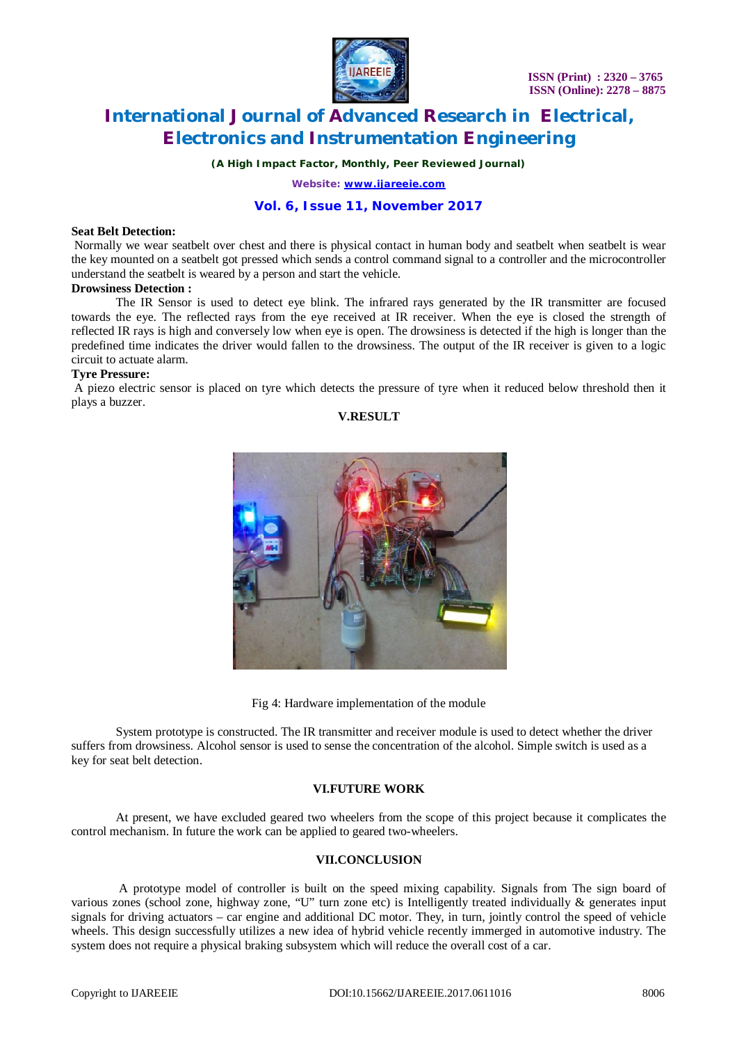**Seat Belt Detection:**

Normally we wear seatbelt over chest and there is physical contact in human body and seatbelt when seatbelt is wear the key mounted on a seatbelt got pressed which sends a control command signal to a controller and the microcontroller understand the seatbelt is weared by a person and start the vehicle.

**Drowsiness Detection :**

The IR Sensor is used to detect eye blink. The infrared rays generated by the IR transmitter are focused towards the eye. The reflected rays from the eye received at IR receiver. When the eye is closed the strength of reflected IR rays is high and conversely low when eye is open. The drowsiness is detected if the high is longer than the predefined time indicates the driver would fallen to the drowsiness. The output of the IR receiver is given to a logic circuit to actuate alarm.

**Tyre Pressure:**

A piezo electric sensor is placed on tyre which detects the pressure of tyre when it reduced below threshold then it plays a buzzer.

## V.RESULT

Fig 4: Hardware implementation of the module

System prototype is constructed. The IR transmitter and receiver module is used to detect whether the driver suffers from drowsiness. Alcohol sensor is used to sense the concentration of the alcohol. Simple switch is used as a key for seat belt detection.

## VI.FUTURE WORK

At present, we have excluded geared two wheelers from the scope of this project because it complicates the control mechanism. In future the work can be applied to geared two-wheelers.

## VII.CONCLUSION

A prototype model of controller is built on the speed mixing capability. Signals from The sign board of various zones (school zone, highway zone, "U" turn zone etc) is Intelligently treated individually & generates input signals for driving actuators – car engine and additional DC motor. They, in turn, jointly control the speed of vehicle wheels. This design successfully utilizes a new idea of hybrid vehicle recently immerged in automotive industry. The system does not require a physical braking subsystem which will reduce the overall cost of a car.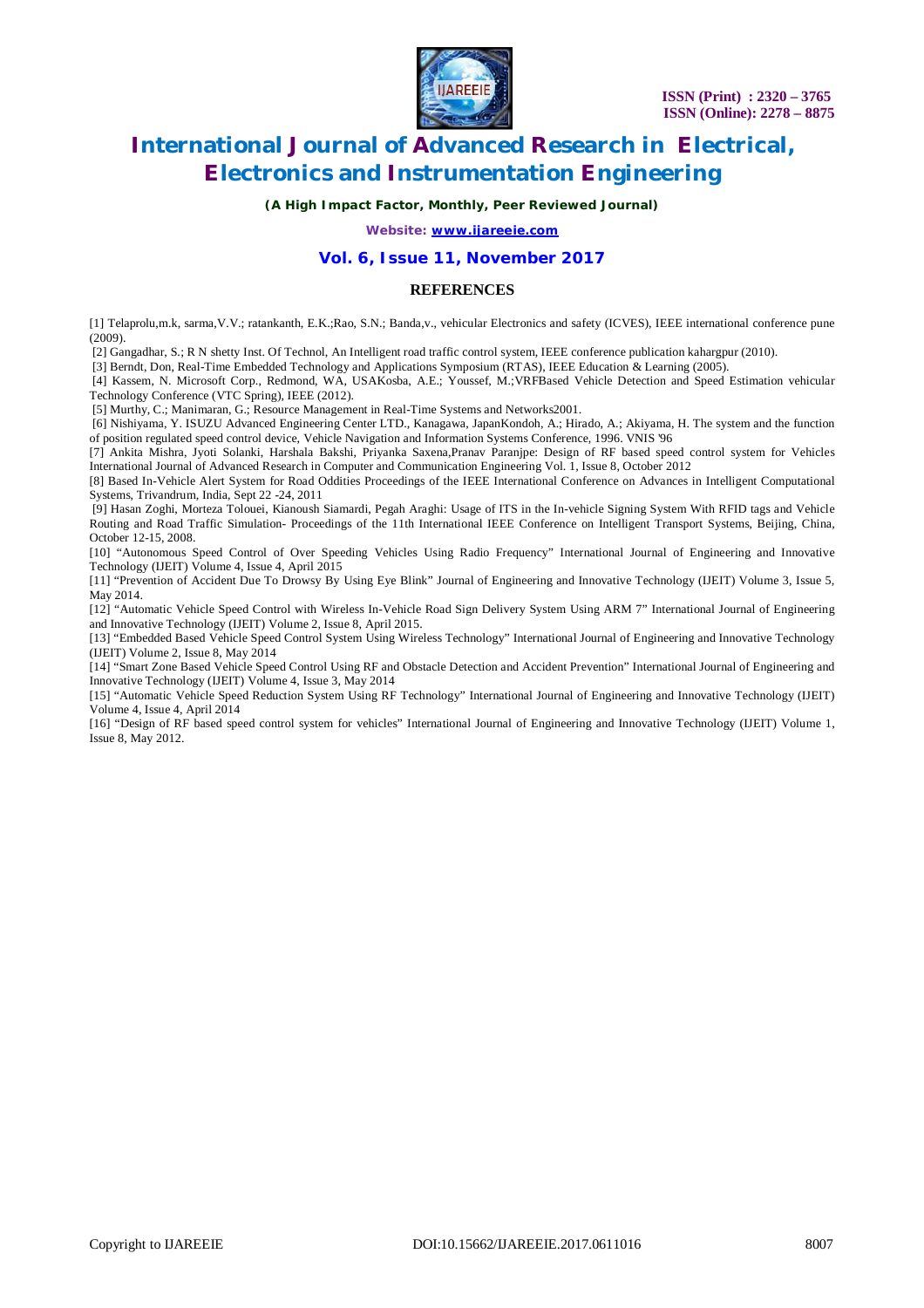## REFERENCES

[1] Telaprolu,m.k, sarma,V.V.; ratankanth, E.K.;Rao, S.N.; Banda,v., vehicular Electronics and safety (ICVES), IEEE international conference pune (2009).

[2] Gangadhar, S.; R N shetty Inst. Of Technol, An Intelligent road traffic control system, IEEE conference publication kahargpur (2010).

[3] Berndt, Don, Real-Time Embedded Technology and Applications Symposium (RTAS), IEEE Education & Learning (2005).

[4] Kassem, N. Microsoft Corp., Redmond, WA, USAKosba, A.E.; Youssef, M.;VRFBased Vehicle Detection and Speed Estimation vehicular Technology Conference (VTC Spring), IEEE (2012).

[5] Murthy, C.; Manimaran, G.; Resource Management in Real-Time Systems and Networks2001.

[6] Nishiyama, Y. ISUZU Advanced Engineering Center LTD., Kanagawa, JapanKondoh, A.; Hirado, A.; Akiyama, H. The system and the function of position regulated speed control device, Vehicle Navigation and Information Systems Conference, 1996. VNIS '96

[7] Ankita Mishra, Jyoti Solanki, Harshala Bakshi, Priyanka Saxena,Pranav Paranjpe: Design of RF based speed control system for Vehicles International Journal of Advanced Research in Computer and Communication Engineering Vol. 1, Issue 8, October 2012

[8] Based In-Vehicle Alert System for Road Oddities Proceedings of the IEEE International Conference on Advances in Intelligent Computational Systems, Trivandrum, India, Sept 22 -24, 2011

[9] Hasan Zoghi, Morteza Tolouei, Kianoush Siamardi, Pegah Araghi: Usage of ITS in the In-vehicle Signing System With RFID tags and Vehicle Routing and Road Traffic Simulation- Proceedings of the 11th International IEEE Conference on Intelligent Transport Systems, Beijing, China, October 12-15, 2008.

[10] "Autonomous Speed Control of Over Speeding Vehicles Using Radio Frequency" International Journal of Engineering and Innovative Technology (IJEIT) Volume 4, Issue 4, April 2015

[11] "Prevention of Accident Due To Drowsy By Using Eye Blink" Journal of Engineering and Innovative Technology (IJEIT) Volume 3, Issue 5, May 2014.

[12] "Automatic Vehicle Speed Control with Wireless In-Vehicle Road Sign Delivery System Using ARM 7" International Journal of Engineering and Innovative Technology (IJEIT) Volume 2, Issue 8, April 2015.

[13] "Embedded Based Vehicle Speed Control System Using Wireless Technology" International Journal of Engineering and Innovative Technology (IJEIT) Volume 2, Issue 8, May 2014

[14] "Smart Zone Based Vehicle Speed Control Using RF and Obstacle Detection and Accident Prevention" International Journal of Engineering and Innovative Technology (IJEIT) Volume 4, Issue 3, May 2014

[15] "Automatic Vehicle Speed Reduction System Using RF Technology" International Journal of Engineering and Innovative Technology (IJEIT) Volume 4, Issue 4, April 2014

[16] "Design of RF based speed control system for vehicles" International Journal of Engineering and Innovative Technology (IJEIT) Volume 1, Issue 8, May 2012.